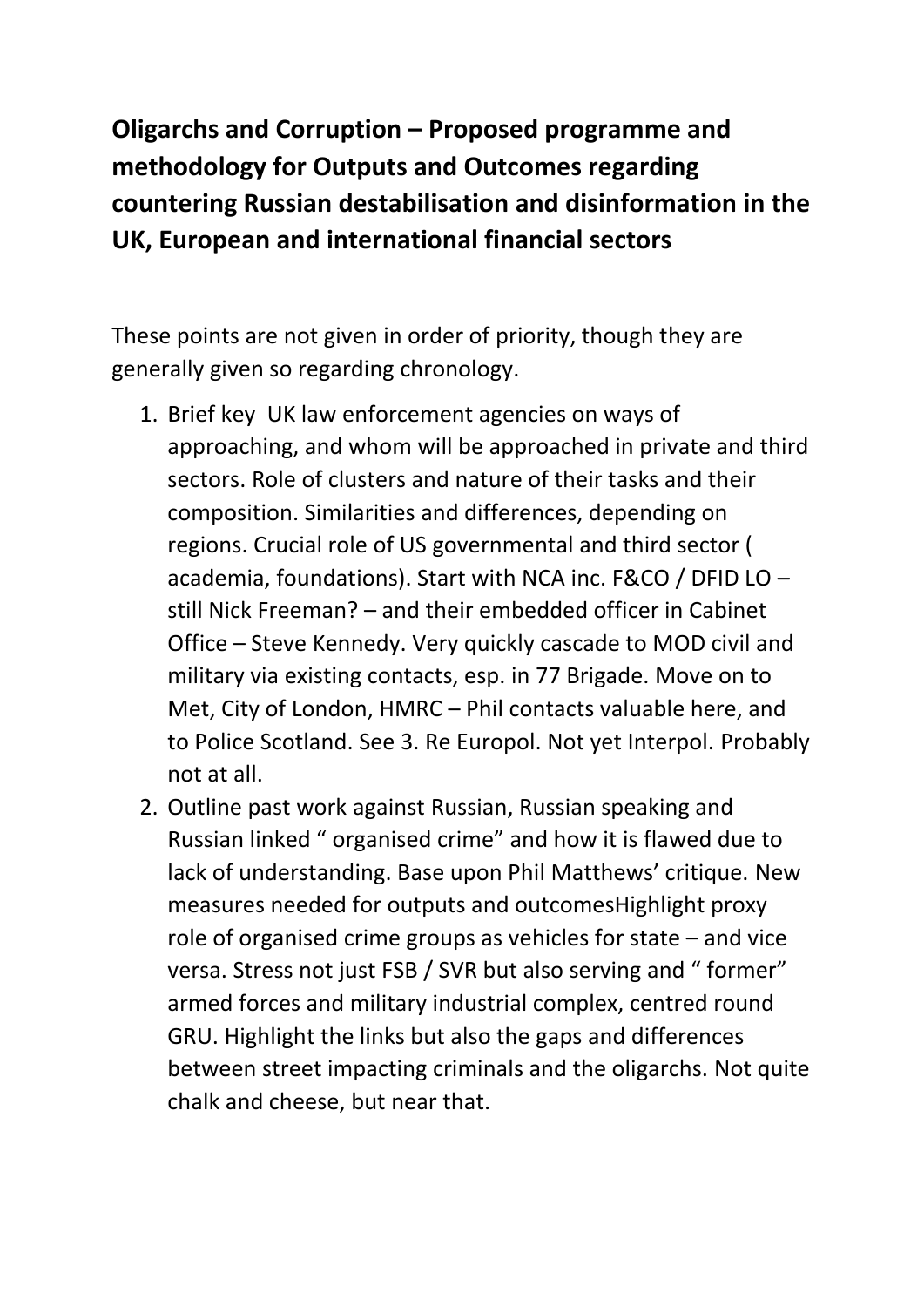**Oligarchs and Corruption – Proposed programme and methodology for Outputs and Outcomes regarding countering Russian destabilisation and disinformation in the UK, European and international financial sectors**

These points are not given in order of priority, though they are generally given so regarding chronology.

1. Brief key UK law enforcement agencies on ways of approaching, and whom will be approached in private and third sectors. Role of clusters and nature of their tasks and their composition. Similarities and differences, depending on regions. Crucial role of US governmental and third sector ( academia, foundations). Start with NCA inc. F&CO / DFID LO – still Nick Freeman? – and their embedded officer in Cabinet Office – Steve Kennedy. Very quickly cascade to MOD civil and military via existing contacts, esp. in 77 Brigade. Move on to Met, City of London, HMRC – Phil contacts valuable here, and to Police Scotland. See 3. Re Europol. Not yet Interpol. Probably not at all.
2. Outline past work against Russian, Russian speaking and Russian linked " organised crime" and how it is flawed due to lack of understanding. Base upon Phil Matthews' critique. New measures needed for outputs and outcomesHighlight proxy role of organised crime groups as vehicles for state – and vice versa. Stress not just FSB / SVR but also serving and " former" armed forces and military industrial complex, centred round GRU. Highlight the links but also the gaps and differences between street impacting criminals and the oligarchs. Not quite chalk and cheese, but near that.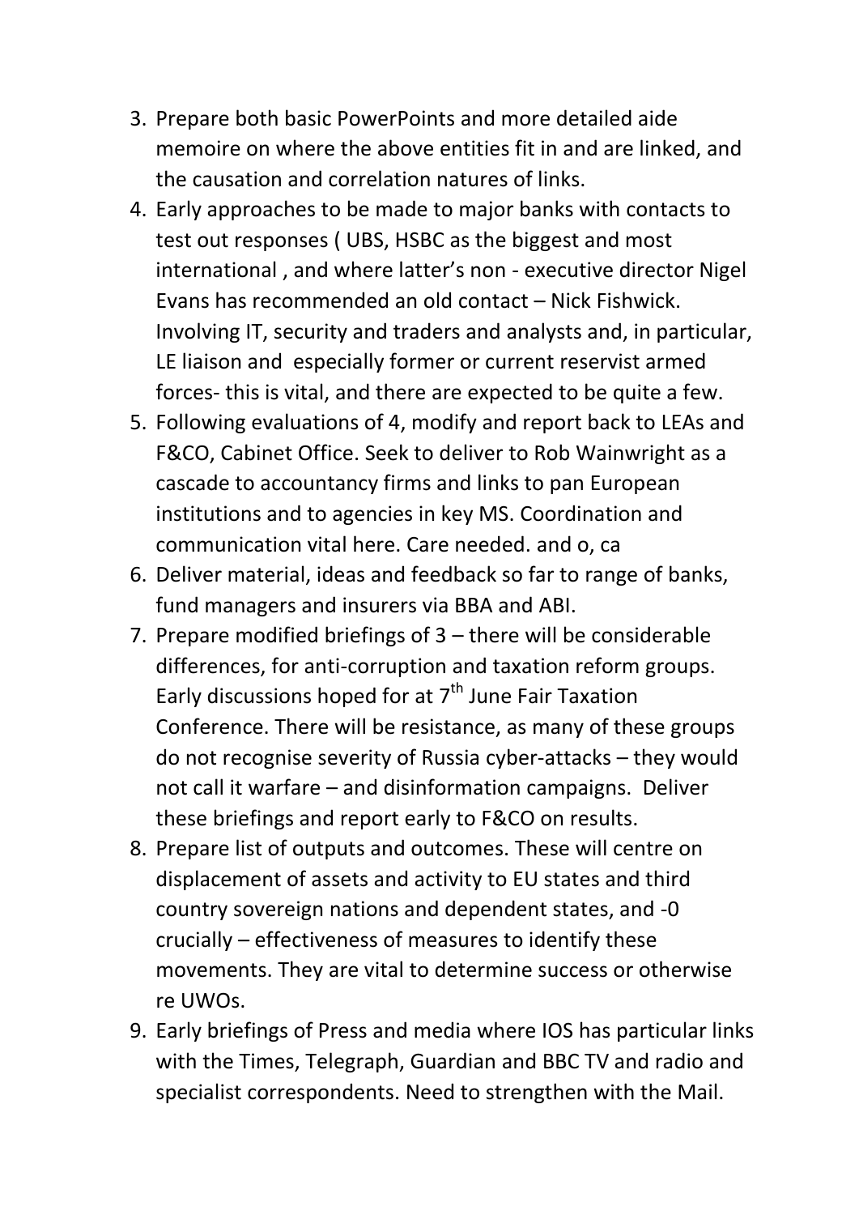3. Prepare both basic PowerPoints and more detailed aide memoire on where the above entities fit in and are linked, and the causation and correlation natures of links.
4. Early approaches to be made to major banks with contacts to test out responses ( UBS, HSBC as the biggest and most international , and where latter's non - executive director Nigel Evans has recommended an old contact – Nick Fishwick. Involving IT, security and traders and analysts and, in particular, LE liaison and especially former or current reservist armed forces- this is vital, and there are expected to be quite a few.
5. Following evaluations of 4, modify and report back to LEAs and F&CO, Cabinet Office. Seek to deliver to Rob Wainwright as a cascade to accountancy firms and links to pan European institutions and to agencies in key MS. Coordination and communication vital here. Care needed. and o, ca
6. Deliver material, ideas and feedback so far to range of banks, fund managers and insurers via BBA and ABI.
7. Prepare modified briefings of 3 – there will be considerable differences, for anti-corruption and taxation reform groups. Early discussions hoped for at 7th June Fair Taxation Conference. There will be resistance, as many of these groups do not recognise severity of Russia cyber-attacks – they would not call it warfare – and disinformation campaigns. Deliver these briefings and report early to F&CO on results.
8. Prepare list of outputs and outcomes. These will centre on displacement of assets and activity to EU states and third country sovereign nations and dependent states, and -0 crucially – effectiveness of measures to identify these movements. They are vital to determine success or otherwise re UWOs.
9. Early briefings of Press and media where IOS has particular links with the Times, Telegraph, Guardian and BBC TV and radio and specialist correspondents. Need to strengthen with the Mail.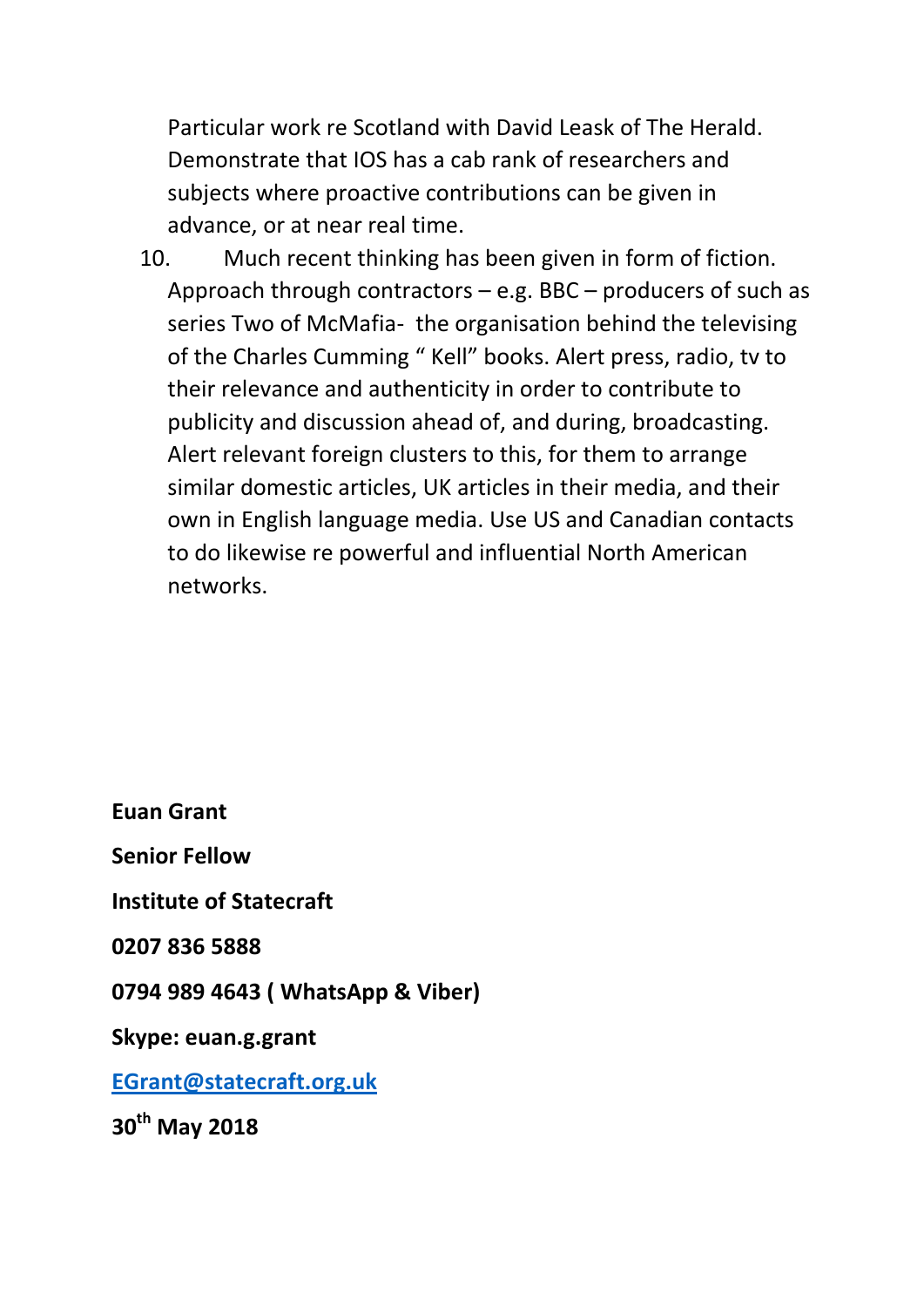Particular work re Scotland with David Leask of The Herald. Demonstrate that IOS has a cab rank of researchers and subjects where proactive contributions can be given in advance, or at near real time.

10. Much recent thinking has been given in form of fiction. Approach through contractors – e.g. BBC – producers of such as series Two of McMafia- the organisation behind the televising of the Charles Cumming " Kell" books. Alert press, radio, tv to their relevance and authenticity in order to contribute to publicity and discussion ahead of, and during, broadcasting. Alert relevant foreign clusters to this, for them to arrange similar domestic articles, UK articles in their media, and their own in English language media. Use US and Canadian contacts to do likewise re powerful and influential North American networks.

**Euan Grant**

**Senior Fellow**

**Institute of Statecraft**

**0207 836 5888**

**0794 989 4643 ( WhatsApp & Viber)**

**Skype: euan.g.grant**

**EGrant@statecraft.org.uk**

**30th May 2018**